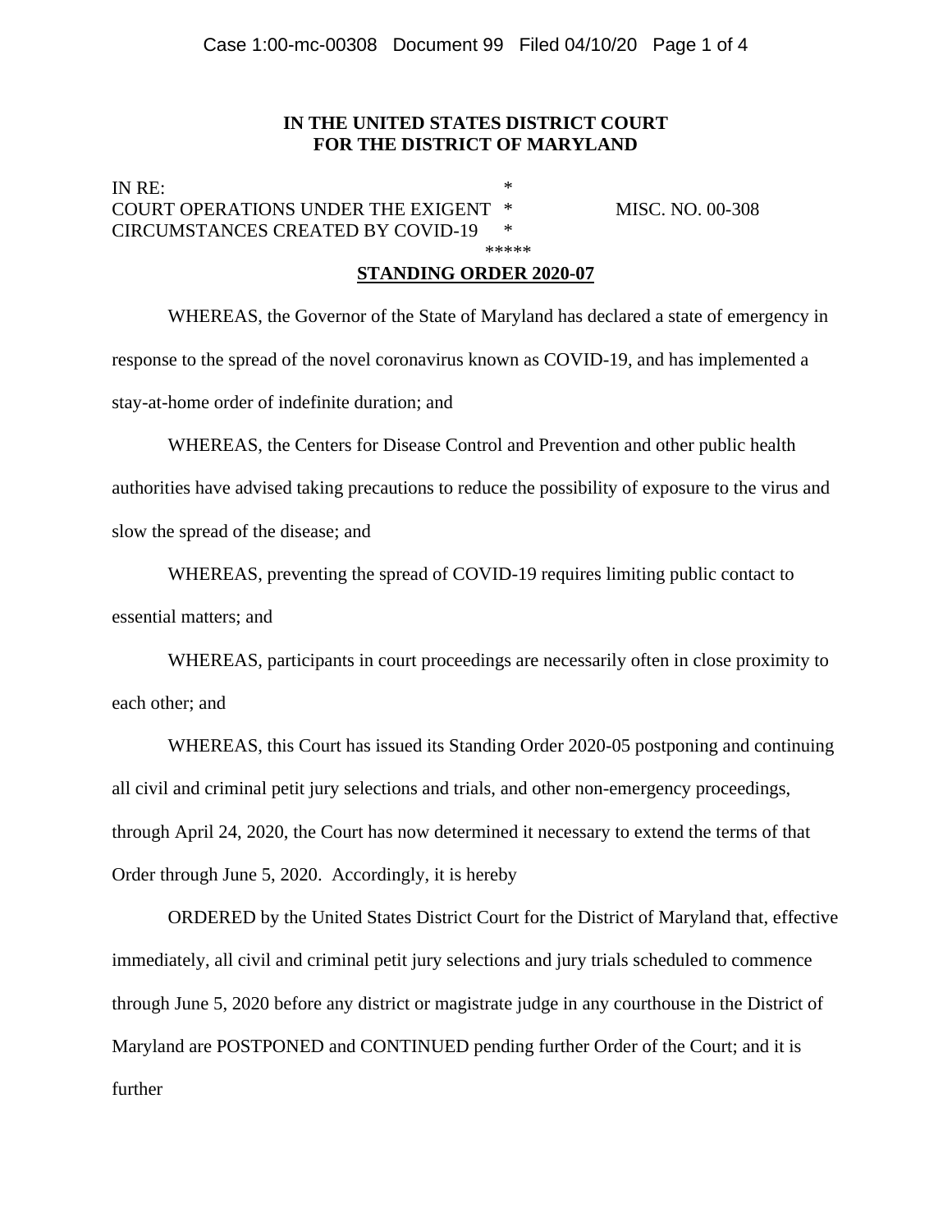**IN THE UNITED STATES DISTRICT COURT**
**FOR THE DISTRICT OF MARYLAND**

IN RE: *
COURT OPERATIONS UNDER THE EXIGENT * MISC. NO. 00-308
CIRCUMSTANCES CREATED BY COVID-19 *

*****

**STANDING ORDER 2020-07**

WHEREAS, the Governor of the State of Maryland has declared a state of emergency in response to the spread of the novel coronavirus known as COVID-19, and has implemented a stay-at-home order of indefinite duration; and

WHEREAS, the Centers for Disease Control and Prevention and other public health authorities have advised taking precautions to reduce the possibility of exposure to the virus and slow the spread of the disease; and

WHEREAS, preventing the spread of COVID-19 requires limiting public contact to essential matters; and

WHEREAS, participants in court proceedings are necessarily often in close proximity to each other; and

WHEREAS, this Court has issued its Standing Order 2020-05 postponing and continuing all civil and criminal petit jury selections and trials, and other non-emergency proceedings, through April 24, 2020, the Court has now determined it necessary to extend the terms of that Order through June 5, 2020. Accordingly, it is hereby

ORDERED by the United States District Court for the District of Maryland that, effective immediately, all civil and criminal petit jury selections and jury trials scheduled to commence through June 5, 2020 before any district or magistrate judge in any courthouse in the District of Maryland are POSTPONED and CONTINUED pending further Order of the Court; and it is further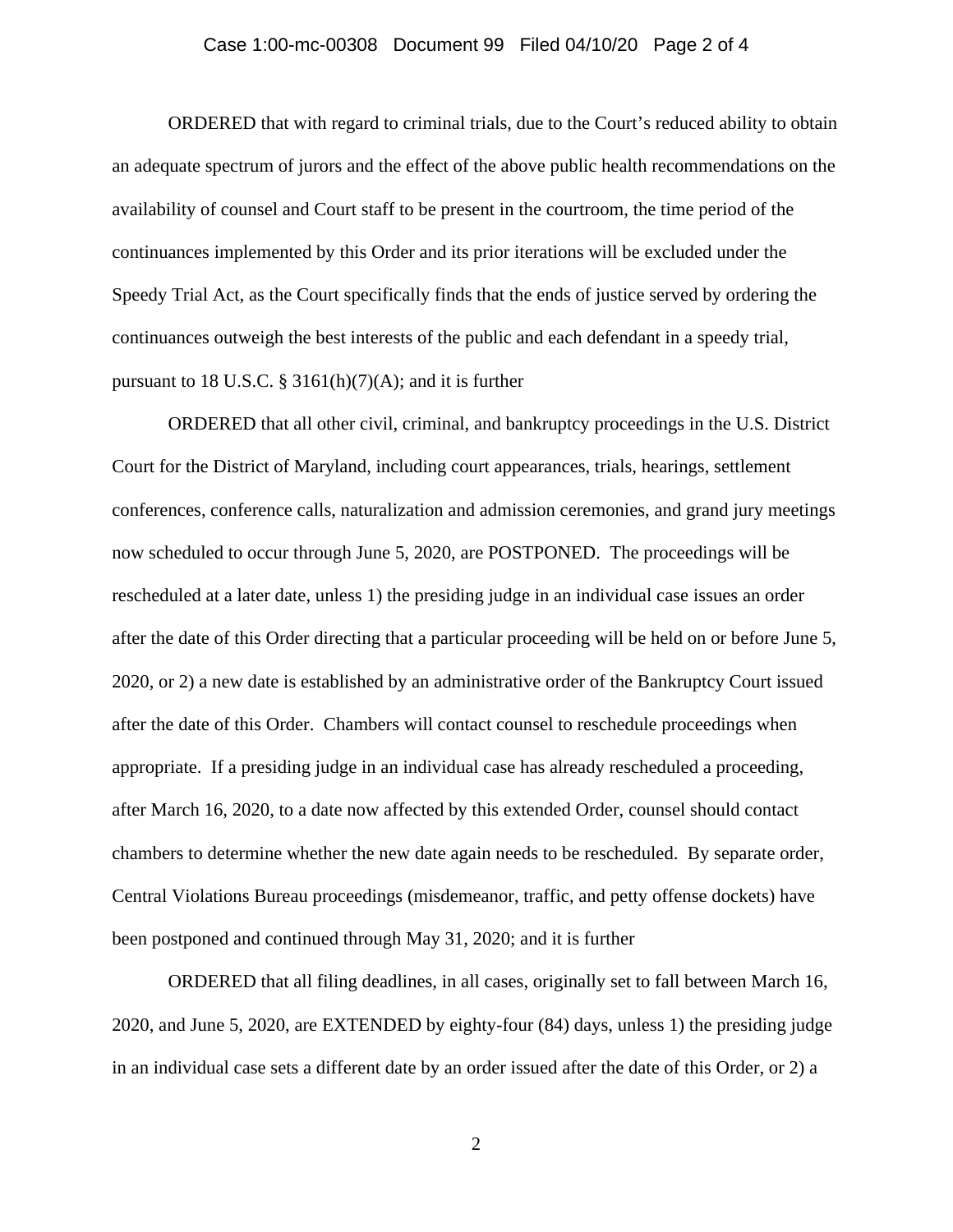ORDERED that with regard to criminal trials, due to the Court's reduced ability to obtain an adequate spectrum of jurors and the effect of the above public health recommendations on the availability of counsel and Court staff to be present in the courtroom, the time period of the continuances implemented by this Order and its prior iterations will be excluded under the Speedy Trial Act, as the Court specifically finds that the ends of justice served by ordering the continuances outweigh the best interests of the public and each defendant in a speedy trial, pursuant to 18 U.S.C. § 3161(h)(7)(A); and it is further

ORDERED that all other civil, criminal, and bankruptcy proceedings in the U.S. District Court for the District of Maryland, including court appearances, trials, hearings, settlement conferences, conference calls, naturalization and admission ceremonies, and grand jury meetings now scheduled to occur through June 5, 2020, are POSTPONED. The proceedings will be rescheduled at a later date, unless 1) the presiding judge in an individual case issues an order after the date of this Order directing that a particular proceeding will be held on or before June 5, 2020, or 2) a new date is established by an administrative order of the Bankruptcy Court issued after the date of this Order. Chambers will contact counsel to reschedule proceedings when appropriate. If a presiding judge in an individual case has already rescheduled a proceeding, after March 16, 2020, to a date now affected by this extended Order, counsel should contact chambers to determine whether the new date again needs to be rescheduled. By separate order, Central Violations Bureau proceedings (misdemeanor, traffic, and petty offense dockets) have been postponed and continued through May 31, 2020; and it is further

ORDERED that all filing deadlines, in all cases, originally set to fall between March 16, 2020, and June 5, 2020, are EXTENDED by eighty-four (84) days, unless 1) the presiding judge in an individual case sets a different date by an order issued after the date of this Order, or 2) a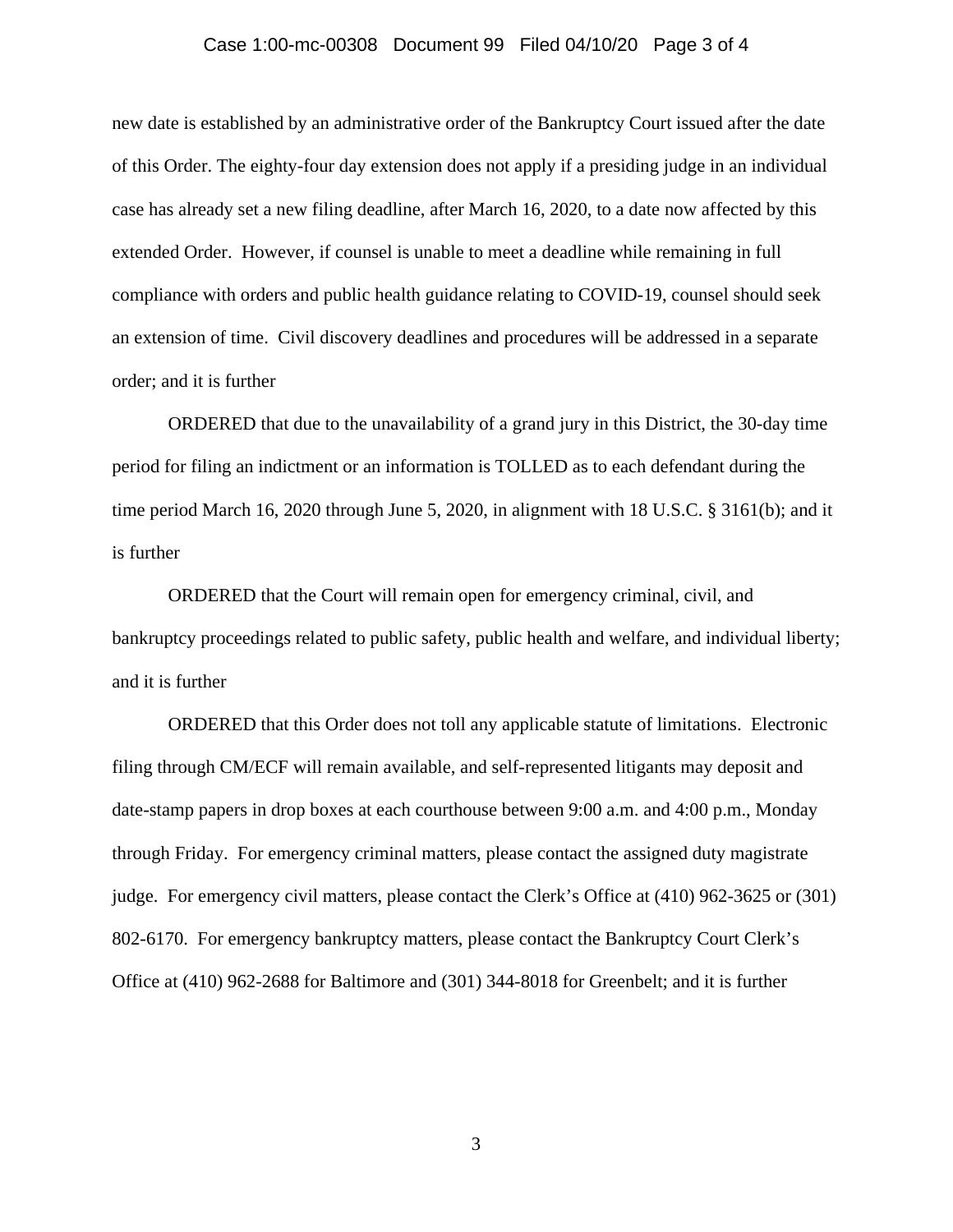new date is established by an administrative order of the Bankruptcy Court issued after the date of this Order. The eighty-four day extension does not apply if a presiding judge in an individual case has already set a new filing deadline, after March 16, 2020, to a date now affected by this extended Order. However, if counsel is unable to meet a deadline while remaining in full compliance with orders and public health guidance relating to COVID-19, counsel should seek an extension of time. Civil discovery deadlines and procedures will be addressed in a separate order; and it is further

ORDERED that due to the unavailability of a grand jury in this District, the 30-day time period for filing an indictment or an information is TOLLED as to each defendant during the time period March 16, 2020 through June 5, 2020, in alignment with 18 U.S.C. § 3161(b); and it is further

ORDERED that the Court will remain open for emergency criminal, civil, and bankruptcy proceedings related to public safety, public health and welfare, and individual liberty; and it is further

ORDERED that this Order does not toll any applicable statute of limitations. Electronic filing through CM/ECF will remain available, and self-represented litigants may deposit and date-stamp papers in drop boxes at each courthouse between 9:00 a.m. and 4:00 p.m., Monday through Friday. For emergency criminal matters, please contact the assigned duty magistrate judge. For emergency civil matters, please contact the Clerk's Office at (410) 962-3625 or (301) 802-6170. For emergency bankruptcy matters, please contact the Bankruptcy Court Clerk's Office at (410) 962-2688 for Baltimore and (301) 344-8018 for Greenbelt; and it is further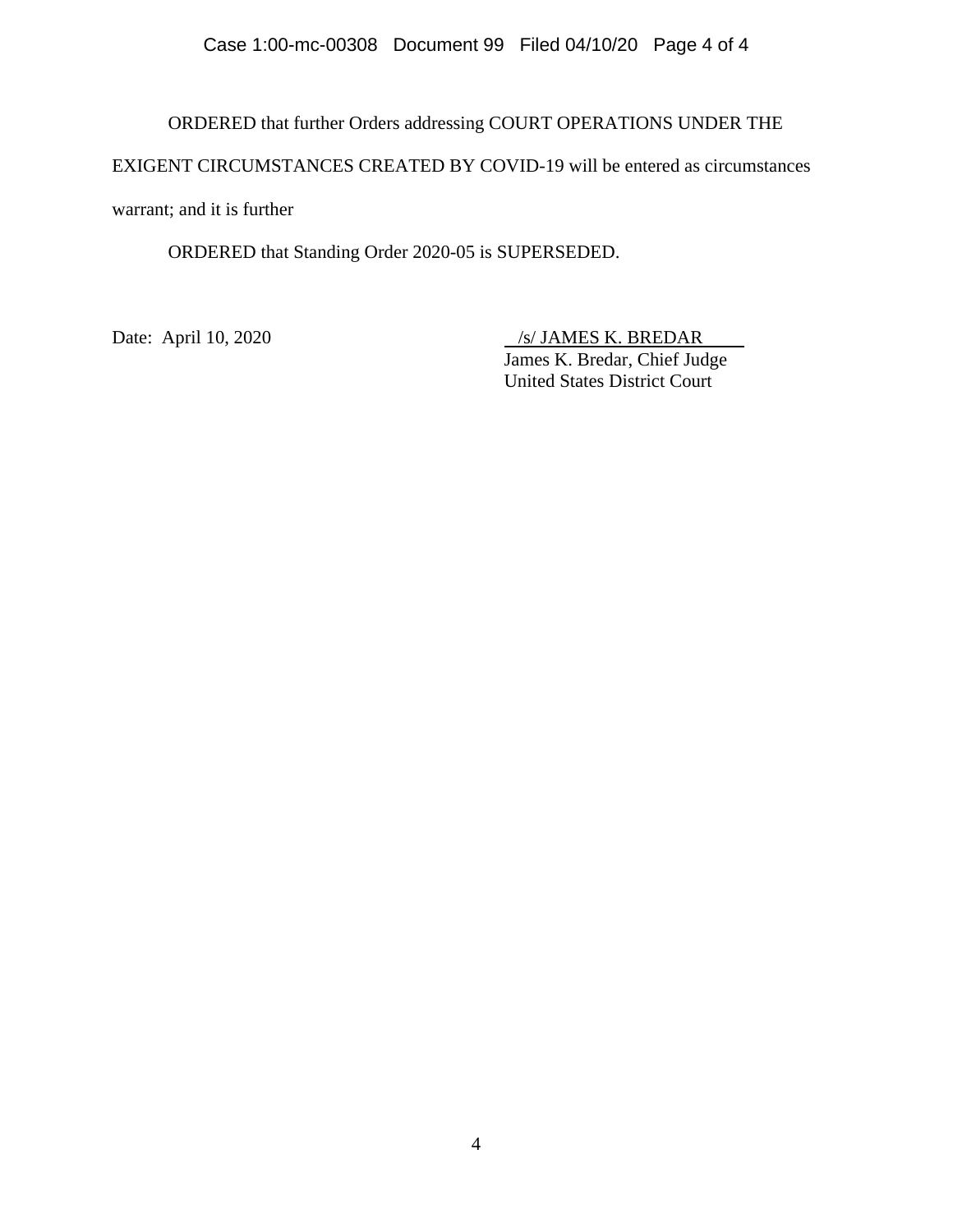ORDERED that further Orders addressing COURT OPERATIONS UNDER THE EXIGENT CIRCUMSTANCES CREATED BY COVID-19 will be entered as circumstances warrant; and it is further

ORDERED that Standing Order 2020-05 is SUPERSEDED.

Date: April 10, 2020

/s/ JAMES K. BREDAR
James K. Bredar, Chief Judge
United States District Court